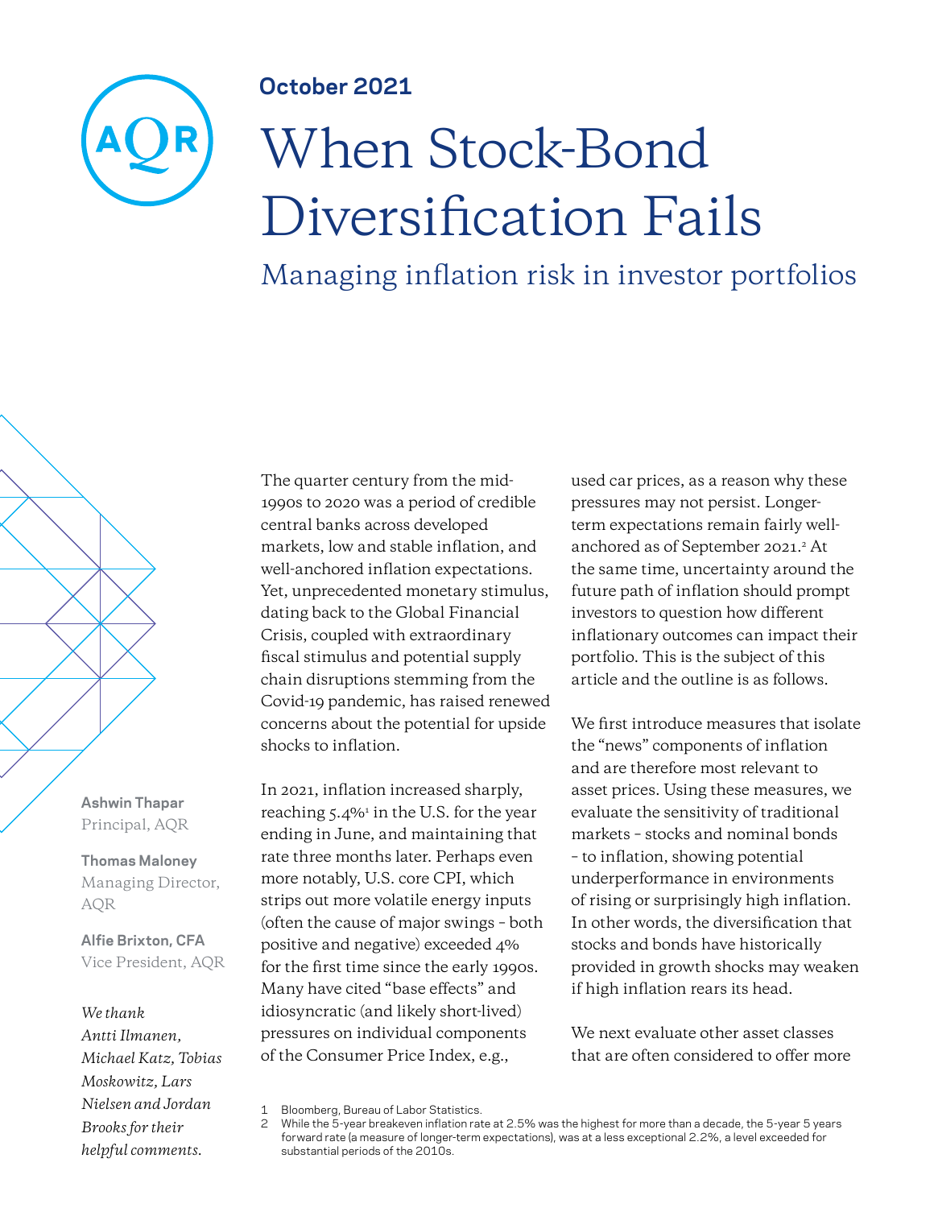**October 2021**

# When Stock-Bond Diversification Fails

## Managing inflation risk in investor portfolios

**Ashwin Thapar**
Principal, AQR

**Thomas Maloney**
Managing Director, AQR

**Alfie Brixton, CFA**
Vice President, AQR

*We thank Antti Ilmanen, Michael Katz, Tobias Moskowitz, Lars Nielsen and Jordan Brooks for their helpful comments.*

The quarter century from the mid-1990s to 2020 was a period of credible central banks across developed markets, low and stable inflation, and well-anchored inflation expectations. Yet, unprecedented monetary stimulus, dating back to the Global Financial Crisis, coupled with extraordinary fiscal stimulus and potential supply chain disruptions stemming from the Covid-19 pandemic, has raised renewed concerns about the potential for upside shocks to inflation.

In 2021, inflation increased sharply, reaching 5.4%[1] in the U.S. for the year ending in June, and maintaining that rate three months later. Perhaps even more notably, U.S. core CPI, which strips out more volatile energy inputs (often the cause of major swings – both positive and negative) exceeded 4% for the first time since the early 1990s. Many have cited "base effects" and idiosyncratic (and likely short-lived) pressures on individual components of the Consumer Price Index, e.g., used car prices, as a reason why these pressures may not persist. Longer-term expectations remain fairly well-anchored as of September 2021.[2] At the same time, uncertainty around the future path of inflation should prompt investors to question how different inflationary outcomes can impact their portfolio. This is the subject of this article and the outline is as follows.

We first introduce measures that isolate the "news" components of inflation and are therefore most relevant to asset prices. Using these measures, we evaluate the sensitivity of traditional markets – stocks and nominal bonds – to inflation, showing potential underperformance in environments of rising or surprisingly high inflation. In other words, the diversification that stocks and bonds have historically provided in growth shocks may weaken if high inflation rears its head.

We next evaluate other asset classes that are often considered to offer more

1 Bloomberg, Bureau of Labor Statistics.
2 While the 5-year breakeven inflation rate at 2.5% was the highest for more than a decade, the 5-year 5 years forward rate (a measure of longer-term expectations), was at a less exceptional 2.2%, a level exceeded for substantial periods of the 2010s.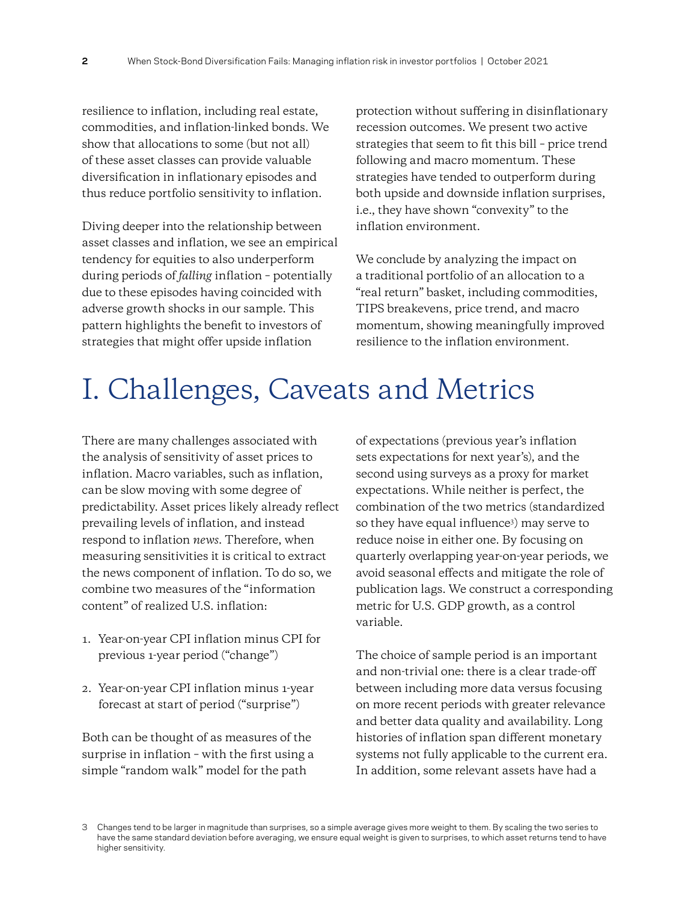resilience to inflation, including real estate, commodities, and inflation-linked bonds. We show that allocations to some (but not all) of these asset classes can provide valuable diversification in inflationary episodes and thus reduce portfolio sensitivity to inflation.

Diving deeper into the relationship between asset classes and inflation, we see an empirical tendency for equities to also underperform during periods of *falling* inflation – potentially due to these episodes having coincided with adverse growth shocks in our sample. This pattern highlights the benefit to investors of strategies that might offer upside inflation protection without suffering in disinflationary recession outcomes. We present two active strategies that seem to fit this bill – price trend following and macro momentum. These strategies have tended to outperform during both upside and downside inflation surprises, i.e., they have shown "convexity" to the inflation environment.

We conclude by analyzing the impact on a traditional portfolio of an allocation to a "real return" basket, including commodities, TIPS breakevens, price trend, and macro momentum, showing meaningfully improved resilience to the inflation environment.

# I. Challenges, Caveats and Metrics

There are many challenges associated with the analysis of sensitivity of asset prices to inflation. Macro variables, such as inflation, can be slow moving with some degree of predictability. Asset prices likely already reflect prevailing levels of inflation, and instead respond to inflation *news*. Therefore, when measuring sensitivities it is critical to extract the news component of inflation. To do so, we combine two measures of the "information content" of realized U.S. inflation:

1. Year-on-year CPI inflation minus CPI for previous 1-year period ("change")
2. Year-on-year CPI inflation minus 1-year forecast at start of period ("surprise")

Both can be thought of as measures of the surprise in inflation – with the first using a simple "random walk" model for the path of expectations (previous year's inflation sets expectations for next year's), and the second using surveys as a proxy for market expectations. While neither is perfect, the combination of the two metrics (standardized so they have equal influence[3]) may serve to reduce noise in either one. By focusing on quarterly overlapping year-on-year periods, we avoid seasonal effects and mitigate the role of publication lags. We construct a corresponding metric for U.S. GDP growth, as a control variable.

The choice of sample period is an important and non-trivial one: there is a clear trade-off between including more data versus focusing on more recent periods with greater relevance and better data quality and availability. Long histories of inflation span different monetary systems not fully applicable to the current era. In addition, some relevant assets have had a

3 Changes tend to be larger in magnitude than surprises, so a simple average gives more weight to them. By scaling the two series to have the same standard deviation before averaging, we ensure equal weight is given to surprises, to which asset returns tend to have higher sensitivity.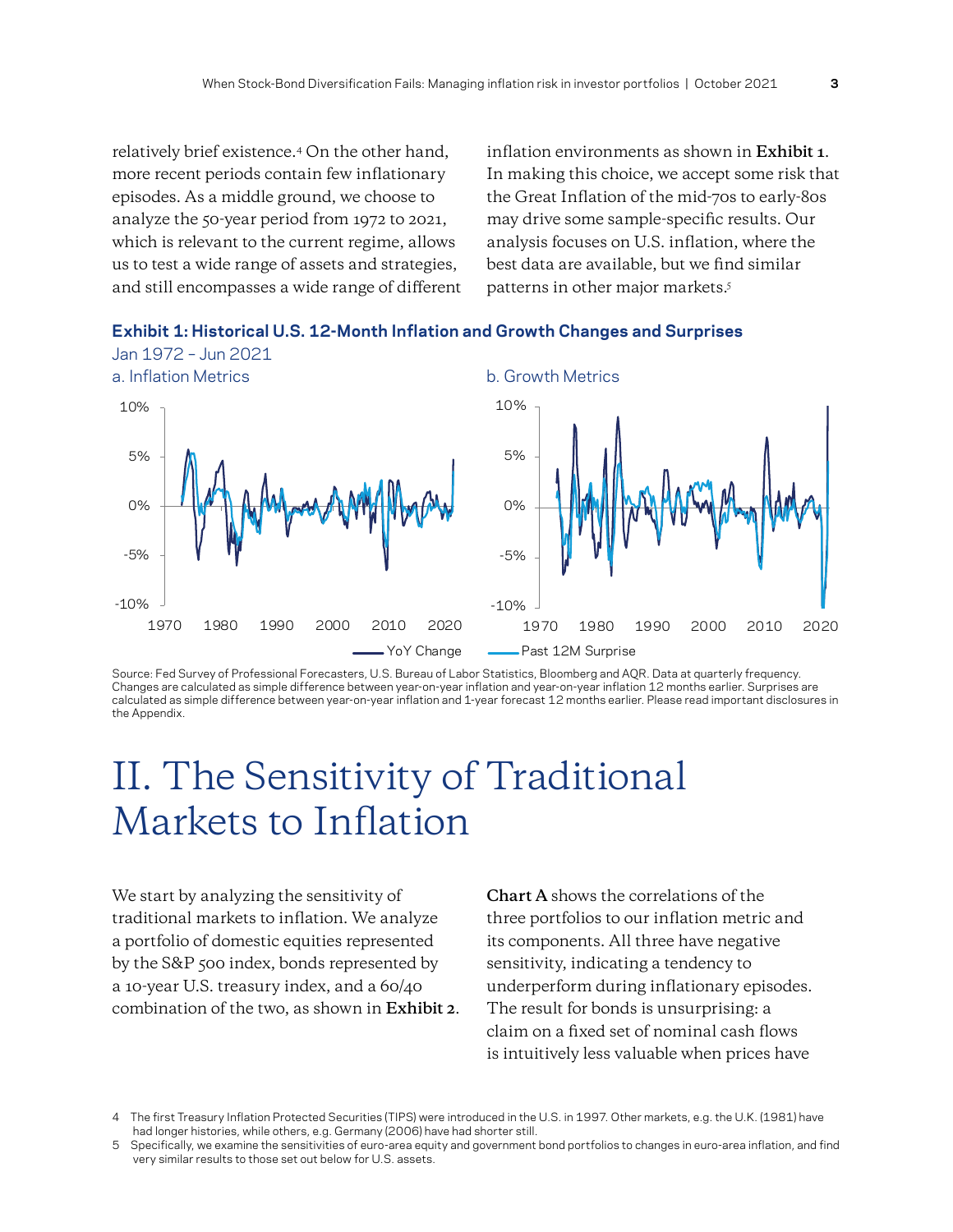relatively brief existence.[4] On the other hand, more recent periods contain few inflationary episodes. As a middle ground, we choose to analyze the 50-year period from 1972 to 2021, which is relevant to the current regime, allows us to test a wide range of assets and strategies, and still encompasses a wide range of different inflation environments as shown in **Exhibit 1**. In making this choice, we accept some risk that the Great Inflation of the mid-70s to early-80s may drive some sample-specific results. Our analysis focuses on U.S. inflation, where the best data are available, but we find similar patterns in other major markets.[5]

**Exhibit 1: Historical U.S. 12-Month Inflation and Growth Changes and Surprises**

Jan 1972 – Jun 2021

a. Inflation Metrics

b. Growth Metrics

YoY Change — Past 12M Surprise

Source: Fed Survey of Professional Forecasters, U.S. Bureau of Labor Statistics, Bloomberg and AQR. Data at quarterly frequency. Changes are calculated as simple difference between year-on-year inflation and year-on-year inflation 12 months earlier. Surprises are calculated as simple difference between year-on-year inflation and 1-year forecast 12 months earlier. Please read important disclosures in the Appendix.

# II. The Sensitivity of Traditional Markets to Inflation

We start by analyzing the sensitivity of traditional markets to inflation. We analyze a portfolio of domestic equities represented by the S&P 500 index, bonds represented by a 10-year U.S. treasury index, and a 60/40 combination of the two, as shown in **Exhibit 2**.

**Chart A** shows the correlations of the three portfolios to our inflation metric and its components. All three have negative sensitivity, indicating a tendency to underperform during inflationary episodes. The result for bonds is unsurprising: a claim on a fixed set of nominal cash flows is intuitively less valuable when prices have

4 The first Treasury Inflation Protected Securities (TIPS) were introduced in the U.S. in 1997. Other markets, e.g. the U.K. (1981) have had longer histories, while others, e.g. Germany (2006) have had shorter still.

5 Specifically, we examine the sensitivities of euro-area equity and government bond portfolios to changes in euro-area inflation, and find very similar results to those set out below for U.S. assets.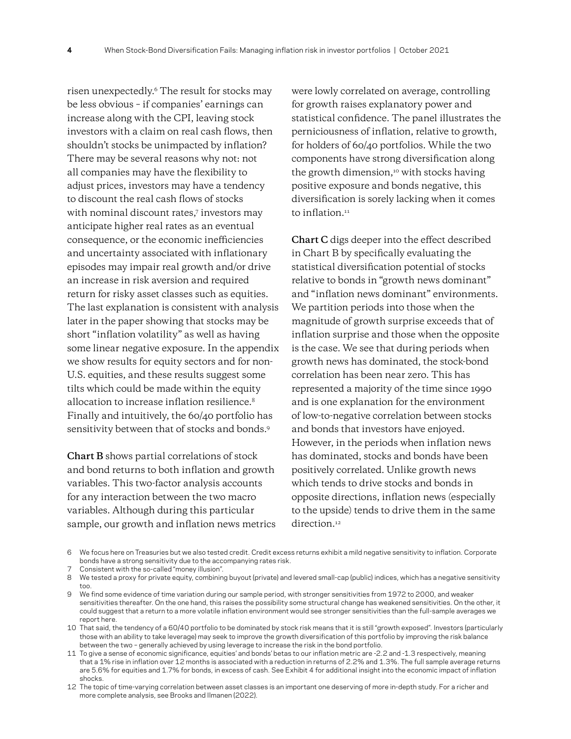risen unexpectedly.[6] The result for stocks may be less obvious – if companies' earnings can increase along with the CPI, leaving stock investors with a claim on real cash flows, then shouldn't stocks be unimpacted by inflation? There may be several reasons why not: not all companies may have the flexibility to adjust prices, investors may have a tendency to discount the real cash flows of stocks with nominal discount rates,[7] investors may anticipate higher real rates as an eventual consequence, or the economic inefficiencies and uncertainty associated with inflationary episodes may impair real growth and/or drive an increase in risk aversion and required return for risky asset classes such as equities. The last explanation is consistent with analysis later in the paper showing that stocks may be short "inflation volatility" as well as having some linear negative exposure. In the appendix we show results for equity sectors and for non-U.S. equities, and these results suggest some tilts which could be made within the equity allocation to increase inflation resilience.[8] Finally and intuitively, the 60/40 portfolio has sensitivity between that of stocks and bonds.[9]

**Chart B** shows partial correlations of stock and bond returns to both inflation and growth variables. This two-factor analysis accounts for any interaction between the two macro variables. Although during this particular sample, our growth and inflation news metrics were lowly correlated on average, controlling for growth raises explanatory power and statistical confidence. The panel illustrates the perniciousness of inflation, relative to growth, for holders of 60/40 portfolios. While the two components have strong diversification along the growth dimension,[10] with stocks having positive exposure and bonds negative, this diversification is sorely lacking when it comes to inflation.[11]

**Chart C** digs deeper into the effect described in Chart B by specifically evaluating the statistical diversification potential of stocks relative to bonds in "growth news dominant" and "inflation news dominant" environments. We partition periods into those when the magnitude of growth surprise exceeds that of inflation surprise and those when the opposite is the case. We see that during periods when growth news has dominated, the stock-bond correlation has been near zero. This has represented a majority of the time since 1990 and is one explanation for the environment of low-to-negative correlation between stocks and bonds that investors have enjoyed. However, in the periods when inflation news has dominated, stocks and bonds have been positively correlated. Unlike growth news which tends to drive stocks and bonds in opposite directions, inflation news (especially to the upside) tends to drive them in the same direction.[12]

---

6 We focus here on Treasuries but we also tested credit. Credit excess returns exhibit a mild negative sensitivity to inflation. Corporate bonds have a strong sensitivity due to the accompanying rates risk.

7 Consistent with the so-called "money illusion".

8 We tested a proxy for private equity, combining buyout (private) and levered small-cap (public) indices, which has a negative sensitivity too.

9 We find some evidence of time variation during our sample period, with stronger sensitivities from 1972 to 2000, and weaker sensitivities thereafter. On the one hand, this raises the possibility some structural change has weakened sensitivities. On the other, it could suggest that a return to a more volatile inflation environment would see stronger sensitivities than the full-sample averages we report here.

10 That said, the tendency of a 60/40 portfolio to be dominated by stock risk means that it is still "growth exposed". Investors (particularly those with an ability to take leverage) may seek to improve the growth diversification of this portfolio by improving the risk balance between the two – generally achieved by using leverage to increase the risk in the bond portfolio.

11 To give a sense of economic significance, equities' and bonds' betas to our inflation metric are -2.2 and -1.3 respectively, meaning that a 1% rise in inflation over 12 months is associated with a reduction in returns of 2.2% and 1.3%. The full sample average returns are 5.6% for equities and 1.7% for bonds, in excess of cash. See Exhibit 4 for additional insight into the economic impact of inflation shocks.

12 The topic of time-varying correlation between asset classes is an important one deserving of more in-depth study. For a richer and more complete analysis, see Brooks and Ilmanen (2022).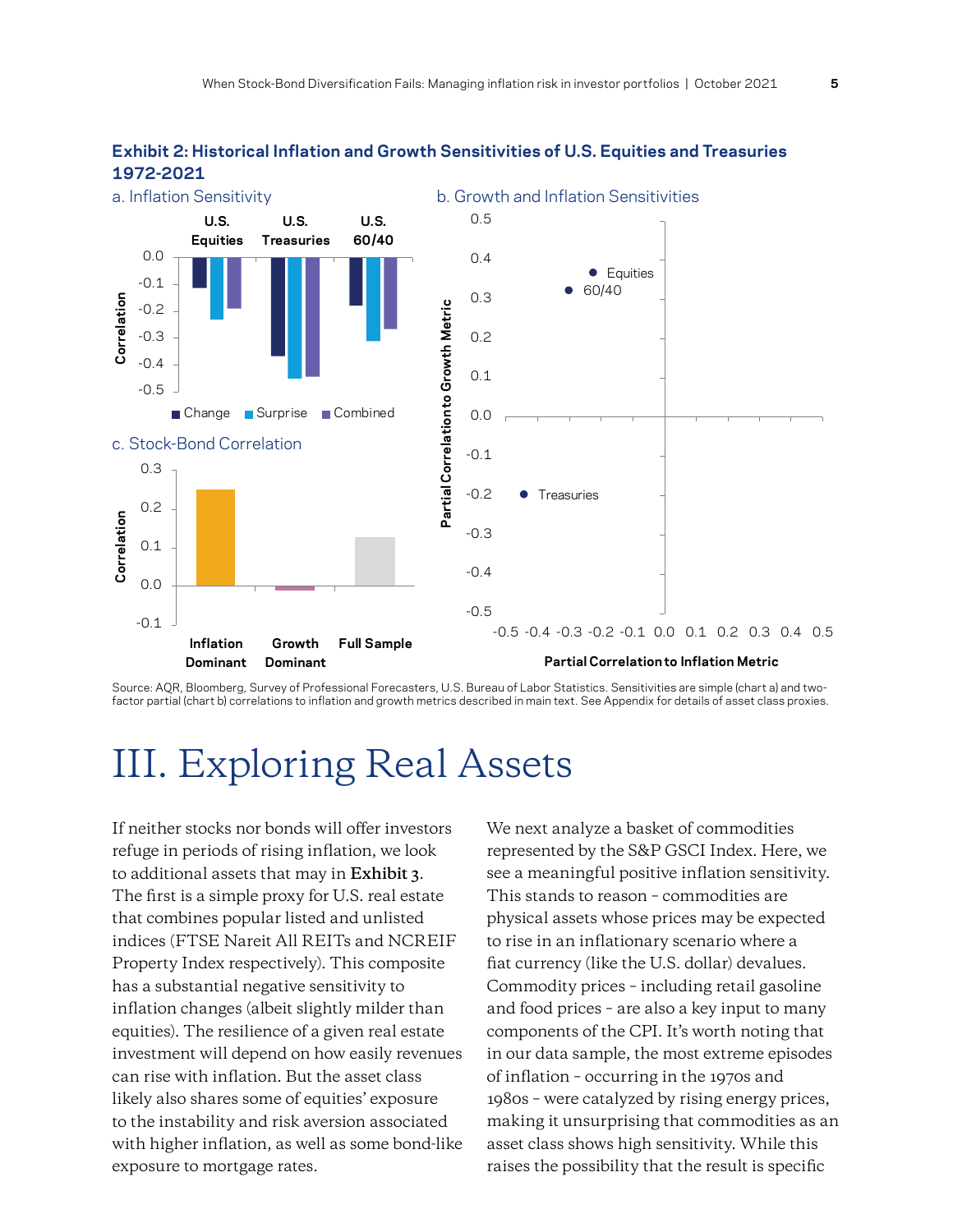**Exhibit 2: Historical Inflation and Growth Sensitivities of U.S. Equities and Treasuries 1972-2021**

a. Inflation Sensitivity

b. Growth and Inflation Sensitivities

c. Stock-Bond Correlation

Source: AQR, Bloomberg, Survey of Professional Forecasters, U.S. Bureau of Labor Statistics. Sensitivities are simple (chart a) and two-factor partial (chart b) correlations to inflation and growth metrics described in main text. See Appendix for details of asset class proxies.

# III. Exploring Real Assets

If neither stocks nor bonds will offer investors refuge in periods of rising inflation, we look to additional assets that may in **Exhibit 3**. The first is a simple proxy for U.S. real estate that combines popular listed and unlisted indices (FTSE Nareit All REITs and NCREIF Property Index respectively). This composite has a substantial negative sensitivity to inflation changes (albeit slightly milder than equities). The resilience of a given real estate investment will depend on how easily revenues can rise with inflation. But the asset class likely also shares some of equities' exposure to the instability and risk aversion associated with higher inflation, as well as some bond-like exposure to mortgage rates.

We next analyze a basket of commodities represented by the S&P GSCI Index. Here, we see a meaningful positive inflation sensitivity. This stands to reason – commodities are physical assets whose prices may be expected to rise in an inflationary scenario where a fiat currency (like the U.S. dollar) devalues. Commodity prices – including retail gasoline and food prices – are also a key input to many components of the CPI. It's worth noting that in our data sample, the most extreme episodes of inflation – occurring in the 1970s and 1980s – were catalyzed by rising energy prices, making it unsurprising that commodities as an asset class shows high sensitivity. While this raises the possibility that the result is specific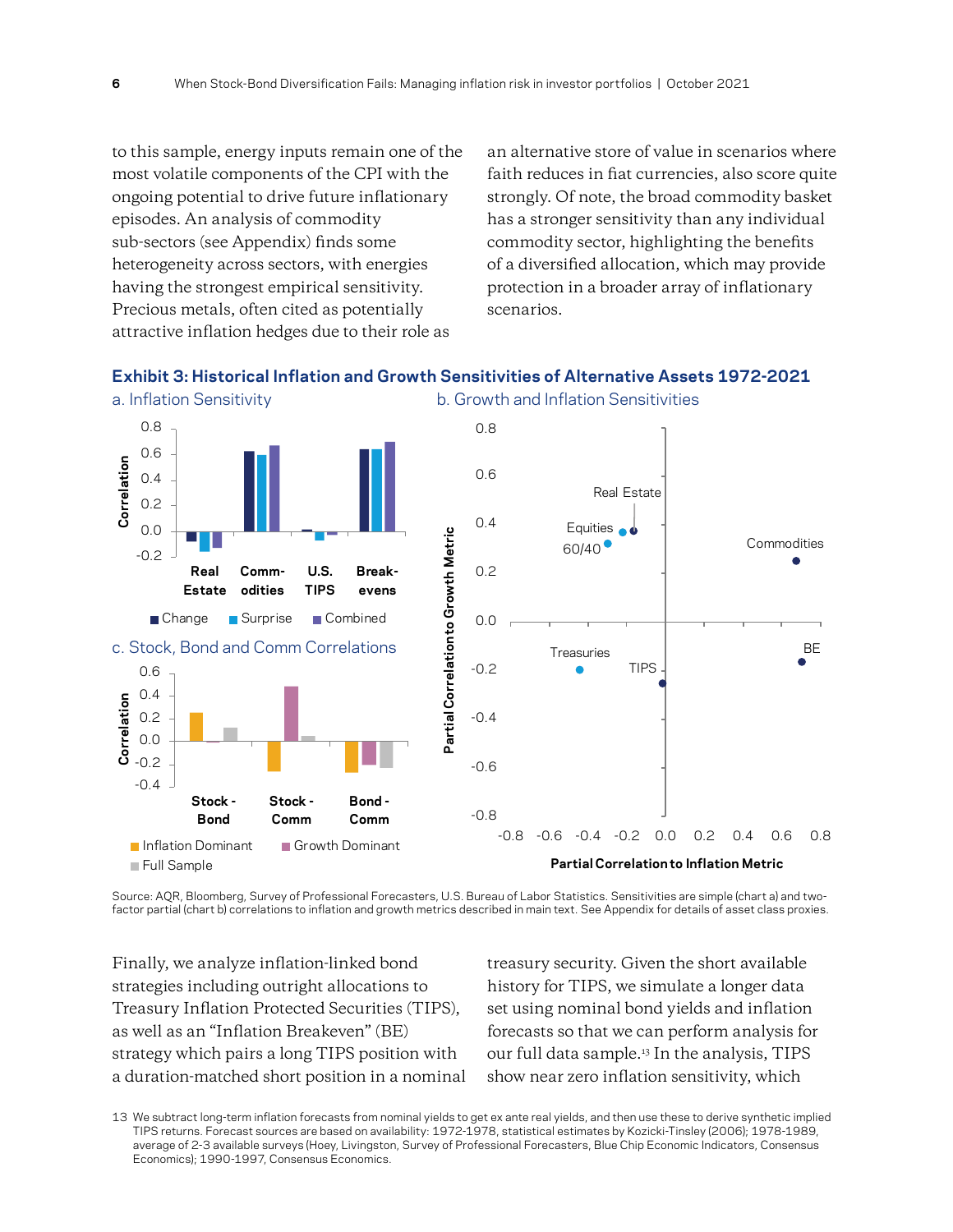to this sample, energy inputs remain one of the most volatile components of the CPI with the ongoing potential to drive future inflationary episodes. An analysis of commodity sub-sectors (see Appendix) finds some heterogeneity across sectors, with energies having the strongest empirical sensitivity. Precious metals, often cited as potentially attractive inflation hedges due to their role as an alternative store of value in scenarios where faith reduces in fiat currencies, also score quite strongly. Of note, the broad commodity basket has a stronger sensitivity than any individual commodity sector, highlighting the benefits of a diversified allocation, which may provide protection in a broader array of inflationary scenarios.

**Exhibit 3: Historical Inflation and Growth Sensitivities of Alternative Assets 1972-2021**

a. Inflation Sensitivity

b. Growth and Inflation Sensitivities

c. Stock, Bond and Comm Correlations

Source: AQR, Bloomberg, Survey of Professional Forecasters, U.S. Bureau of Labor Statistics. Sensitivities are simple (chart a) and two-factor partial (chart b) correlations to inflation and growth metrics described in main text. See Appendix for details of asset class proxies.

Finally, we analyze inflation-linked bond strategies including outright allocations to Treasury Inflation Protected Securities (TIPS), as well as an "Inflation Breakeven" (BE) strategy which pairs a long TIPS position with a duration-matched short position in a nominal treasury security. Given the short available history for TIPS, we simulate a longer data set using nominal bond yields and inflation forecasts so that we can perform analysis for our full data sample.[13] In the analysis, TIPS show near zero inflation sensitivity, which

13 We subtract long-term inflation forecasts from nominal yields to get ex ante real yields, and then use these to derive synthetic implied TIPS returns. Forecast sources are based on availability: 1972-1978, statistical estimates by Kozicki-Tinsley (2006); 1978-1989, average of 2-3 available surveys (Hoey, Livingston, Survey of Professional Forecasters, Blue Chip Economic Indicators, Consensus Economics); 1990-1997, Consensus Economics.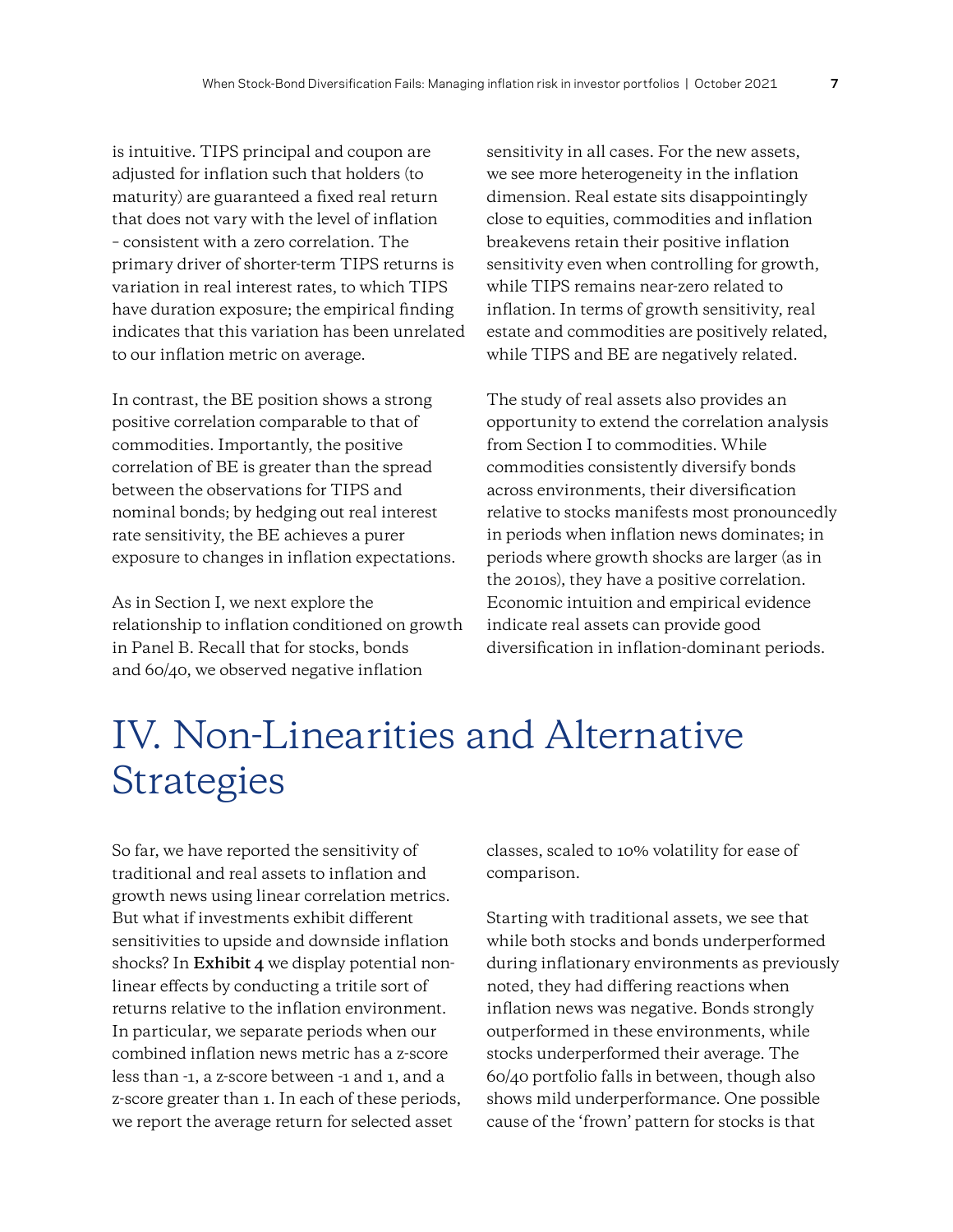is intuitive. TIPS principal and coupon are adjusted for inflation such that holders (to maturity) are guaranteed a fixed real return that does not vary with the level of inflation – consistent with a zero correlation. The primary driver of shorter-term TIPS returns is variation in real interest rates, to which TIPS have duration exposure; the empirical finding indicates that this variation has been unrelated to our inflation metric on average.

In contrast, the BE position shows a strong positive correlation comparable to that of commodities. Importantly, the positive correlation of BE is greater than the spread between the observations for TIPS and nominal bonds; by hedging out real interest rate sensitivity, the BE achieves a purer exposure to changes in inflation expectations.

As in Section I, we next explore the relationship to inflation conditioned on growth in Panel B. Recall that for stocks, bonds and 60/40, we observed negative inflation sensitivity in all cases. For the new assets, we see more heterogeneity in the inflation dimension. Real estate sits disappointingly close to equities, commodities and inflation breakevens retain their positive inflation sensitivity even when controlling for growth, while TIPS remains near-zero related to inflation. In terms of growth sensitivity, real estate and commodities are positively related, while TIPS and BE are negatively related.

The study of real assets also provides an opportunity to extend the correlation analysis from Section I to commodities. While commodities consistently diversify bonds across environments, their diversification relative to stocks manifests most pronouncedly in periods when inflation news dominates; in periods where growth shocks are larger (as in the 2010s), they have a positive correlation. Economic intuition and empirical evidence indicate real assets can provide good diversification in inflation-dominant periods.

# IV. Non-Linearities and Alternative Strategies

So far, we have reported the sensitivity of traditional and real assets to inflation and growth news using linear correlation metrics. But what if investments exhibit different sensitivities to upside and downside inflation shocks? In **Exhibit 4** we display potential non-linear effects by conducting a tritile sort of returns relative to the inflation environment. In particular, we separate periods when our combined inflation news metric has a z-score less than -1, a z-score between -1 and 1, and a z-score greater than 1. In each of these periods, we report the average return for selected asset classes, scaled to 10% volatility for ease of comparison.

Starting with traditional assets, we see that while both stocks and bonds underperformed during inflationary environments as previously noted, they had differing reactions when inflation news was negative. Bonds strongly outperformed in these environments, while stocks underperformed their average. The 60/40 portfolio falls in between, though also shows mild underperformance. One possible cause of the 'frown' pattern for stocks is that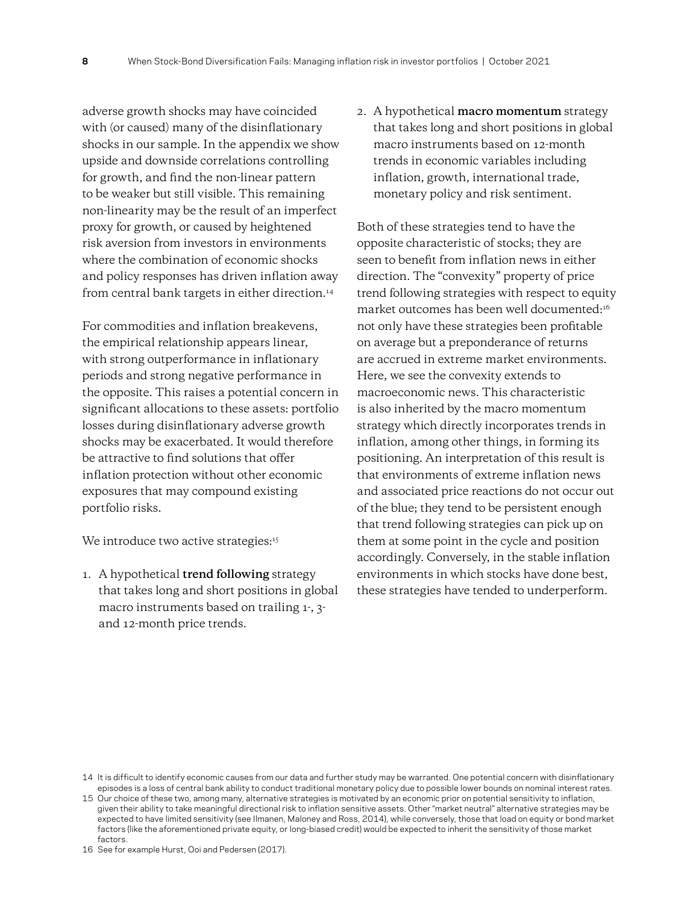adverse growth shocks may have coincided with (or caused) many of the disinflationary shocks in our sample. In the appendix we show upside and downside correlations controlling for growth, and find the non-linear pattern to be weaker but still visible. This remaining non-linearity may be the result of an imperfect proxy for growth, or caused by heightened risk aversion from investors in environments where the combination of economic shocks and policy responses has driven inflation away from central bank targets in either direction.[14]

For commodities and inflation breakevens, the empirical relationship appears linear, with strong outperformance in inflationary periods and strong negative performance in the opposite. This raises a potential concern in significant allocations to these assets: portfolio losses during disinflationary adverse growth shocks may be exacerbated. It would therefore be attractive to find solutions that offer inflation protection without other economic exposures that may compound existing portfolio risks.

We introduce two active strategies:[15]

1. A hypothetical **trend following** strategy that takes long and short positions in global macro instruments based on trailing 1-, 3- and 12-month price trends.
2. A hypothetical **macro momentum** strategy that takes long and short positions in global macro instruments based on 12-month trends in economic variables including inflation, growth, international trade, monetary policy and risk sentiment.

Both of these strategies tend to have the opposite characteristic of stocks; they are seen to benefit from inflation news in either direction. The "convexity" property of price trend following strategies with respect to equity market outcomes has been well documented:[16] not only have these strategies been profitable on average but a preponderance of returns are accrued in extreme market environments. Here, we see the convexity extends to macroeconomic news. This characteristic is also inherited by the macro momentum strategy which directly incorporates trends in inflation, among other things, in forming its positioning. An interpretation of this result is that environments of extreme inflation news and associated price reactions do not occur out of the blue; they tend to be persistent enough that trend following strategies can pick up on them at some point in the cycle and position accordingly. Conversely, in the stable inflation environments in which stocks have done best, these strategies have tended to underperform.

---

14 It is difficult to identify economic causes from our data and further study may be warranted. One potential concern with disinflationary episodes is a loss of central bank ability to conduct traditional monetary policy due to possible lower bounds on nominal interest rates.

15 Our choice of these two, among many, alternative strategies is motivated by an economic prior on potential sensitivity to inflation, given their ability to take meaningful directional risk to inflation sensitive assets. Other "market neutral" alternative strategies may be expected to have limited sensitivity (see Ilmanen, Maloney and Ross, 2014), while conversely, those that load on equity or bond market factors (like the aforementioned private equity, or long-biased credit) would be expected to inherit the sensitivity of those market factors.

16 See for example Hurst, Ooi and Pedersen (2017).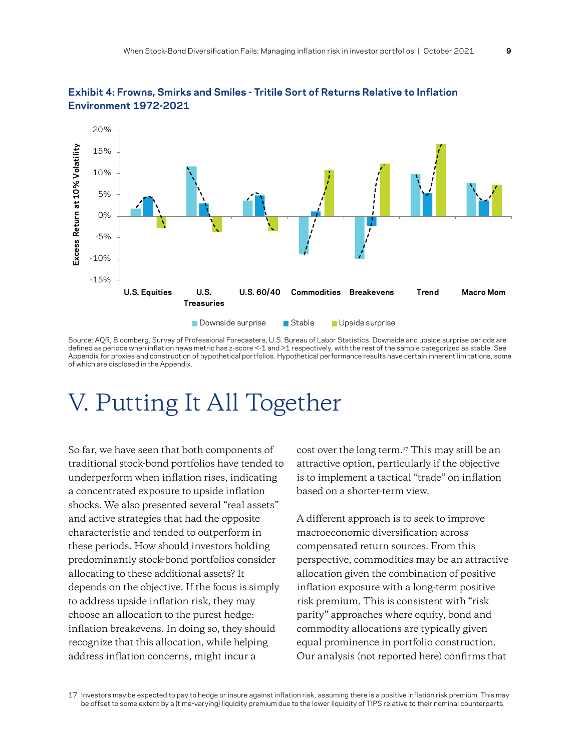**Exhibit 4: Frowns, Smirks and Smiles - Tritile Sort of Returns Relative to Inflation Environment 1972-2021**

Source: AQR, Bloomberg, Survey of Professional Forecasters, U.S. Bureau of Labor Statistics. Downside and upside surprise periods are defined as periods when inflation news metric has z-score <-1 and >1 respectively, with the rest of the sample categorized as stable. See Appendix for proxies and construction of hypothetical portfolios. Hypothetical performance results have certain inherent limitations, some of which are disclosed in the Appendix.

# V. Putting It All Together

So far, we have seen that both components of traditional stock-bond portfolios have tended to underperform when inflation rises, indicating a concentrated exposure to upside inflation shocks. We also presented several "real assets" and active strategies that had the opposite characteristic and tended to outperform in these periods. How should investors holding predominantly stock-bond portfolios consider allocating to these additional assets? It depends on the objective. If the focus is simply to address upside inflation risk, they may choose an allocation to the purest hedge: inflation breakevens. In doing so, they should recognize that this allocation, while helping address inflation concerns, might incur a cost over the long term.[17] This may still be an attractive option, particularly if the objective is to implement a tactical "trade" on inflation based on a shorter-term view.

A different approach is to seek to improve macroeconomic diversification across compensated return sources. From this perspective, commodities may be an attractive allocation given the combination of positive inflation exposure with a long-term positive risk premium. This is consistent with "risk parity" approaches where equity, bond and commodity allocations are typically given equal prominence in portfolio construction. Our analysis (not reported here) confirms that

17 Investors may be expected to pay to hedge or insure against inflation risk, assuming there is a positive inflation risk premium. This may be offset to some extent by a (time-varying) liquidity premium due to the lower liquidity of TIPS relative to their nominal counterparts.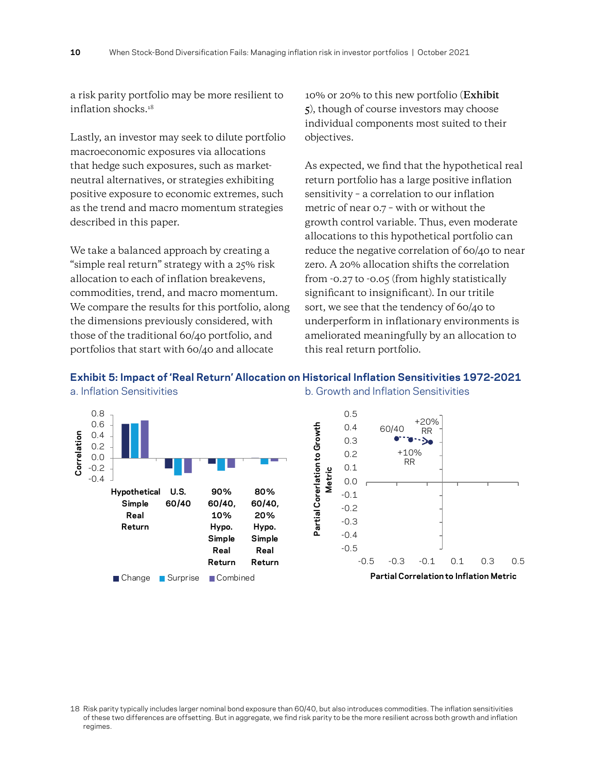a risk parity portfolio may be more resilient to inflation shocks.[18]

Lastly, an investor may seek to dilute portfolio macroeconomic exposures via allocations that hedge such exposures, such as market-neutral alternatives, or strategies exhibiting positive exposure to economic extremes, such as the trend and macro momentum strategies described in this paper.

We take a balanced approach by creating a "simple real return" strategy with a 25% risk allocation to each of inflation breakevens, commodities, trend, and macro momentum. We compare the results for this portfolio, along the dimensions previously considered, with those of the traditional 60/40 portfolio, and portfolios that start with 60/40 and allocate 10% or 20% to this new portfolio (**Exhibit 5**), though of course investors may choose individual components most suited to their objectives.

As expected, we find that the hypothetical real return portfolio has a large positive inflation sensitivity – a correlation to our inflation metric of near 0.7 – with or without the growth control variable. Thus, even moderate allocations to this hypothetical portfolio can reduce the negative correlation of 60/40 to near zero. A 20% allocation shifts the correlation from -0.27 to -0.05 (from highly statistically significant to insignificant). In our tritile sort, we see that the tendency of 60/40 to underperform in inflationary environments is ameliorated meaningfully by an allocation to this real return portfolio.

**Exhibit 5: Impact of 'Real Return' Allocation on Historical Inflation Sensitivities 1972-2021**

a. Inflation Sensitivities

b. Growth and Inflation Sensitivities

18 Risk parity typically includes larger nominal bond exposure than 60/40, but also introduces commodities. The inflation sensitivities of these two differences are offsetting. But in aggregate, we find risk parity to be the more resilient across both growth and inflation regimes.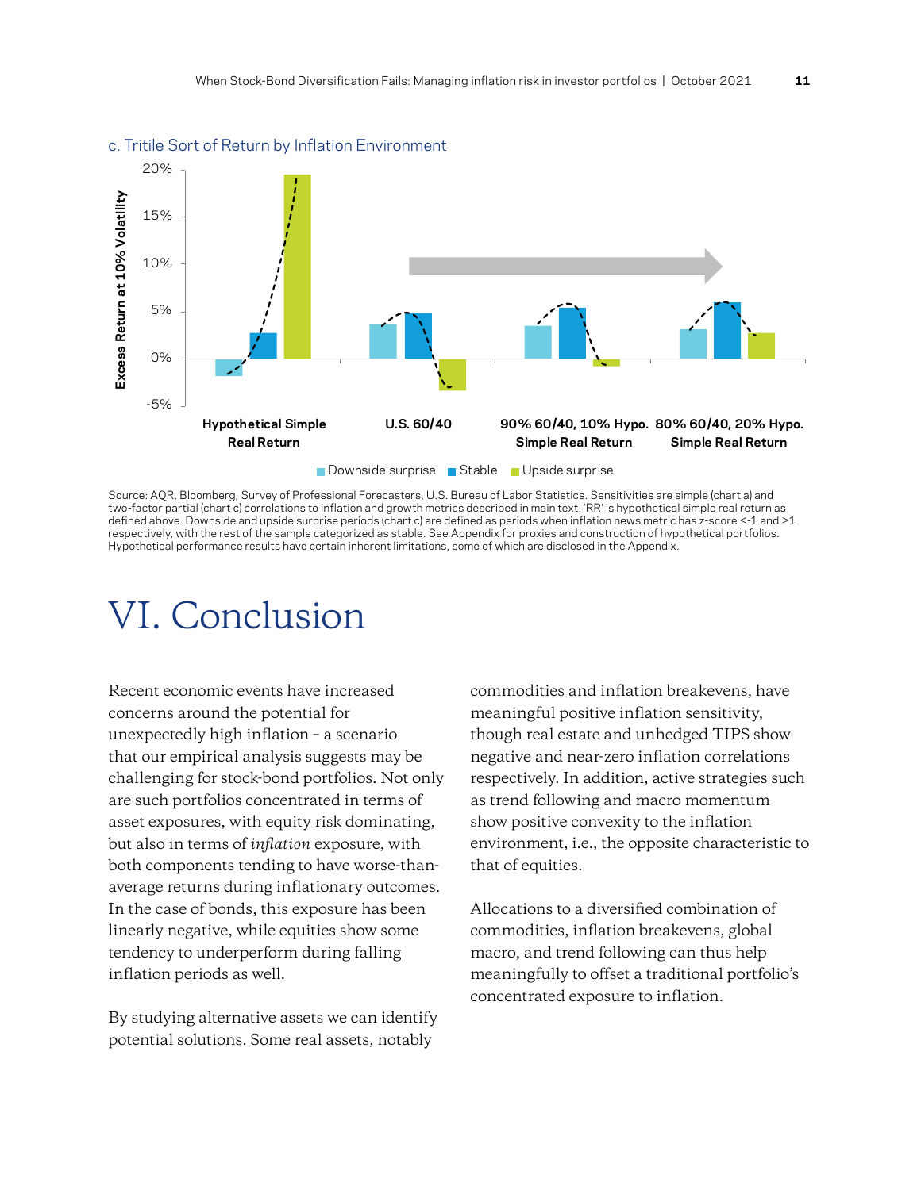c. Tritile Sort of Return by Inflation Environment

Source: AQR, Bloomberg, Survey of Professional Forecasters, U.S. Bureau of Labor Statistics. Sensitivities are simple (chart a) and two-factor partial (chart c) correlations to inflation and growth metrics described in main text. 'RR' is hypothetical simple real return as defined above. Downside and upside surprise periods (chart c) are defined as periods when inflation news metric has z-score <-1 and >1 respectively, with the rest of the sample categorized as stable. See Appendix for proxies and construction of hypothetical portfolios. Hypothetical performance results have certain inherent limitations, some of which are disclosed in the Appendix.

# VI. Conclusion

Recent economic events have increased concerns around the potential for unexpectedly high inflation – a scenario that our empirical analysis suggests may be challenging for stock-bond portfolios. Not only are such portfolios concentrated in terms of asset exposures, with equity risk dominating, but also in terms of *inflation* exposure, with both components tending to have worse-than-average returns during inflationary outcomes. In the case of bonds, this exposure has been linearly negative, while equities show some tendency to underperform during falling inflation periods as well.

By studying alternative assets we can identify potential solutions. Some real assets, notably commodities and inflation breakevens, have meaningful positive inflation sensitivity, though real estate and unhedged TIPS show negative and near-zero inflation correlations respectively. In addition, active strategies such as trend following and macro momentum show positive convexity to the inflation environment, i.e., the opposite characteristic to that of equities.

Allocations to a diversified combination of commodities, inflation breakevens, global macro, and trend following can thus help meaningfully to offset a traditional portfolio's concentrated exposure to inflation.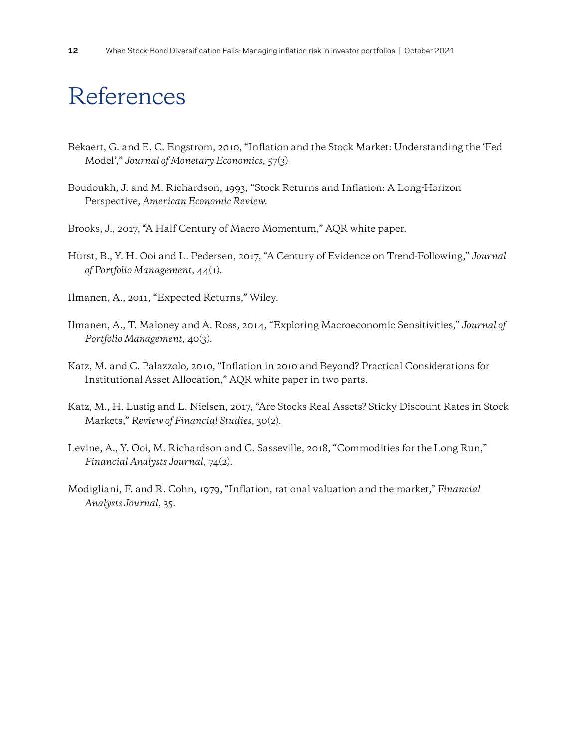# References

Bekaert, G. and E. C. Engstrom, 2010, "Inflation and the Stock Market: Understanding the 'Fed Model'," *Journal of Monetary Economics*, 57(3).

Boudoukh, J. and M. Richardson, 1993, "Stock Returns and Inflation: A Long-Horizon Perspective, *American Economic Review*.

Brooks, J., 2017, "A Half Century of Macro Momentum," AQR white paper.

Hurst, B., Y. H. Ooi and L. Pedersen, 2017, "A Century of Evidence on Trend-Following," *Journal of Portfolio Management*, 44(1).

Ilmanen, A., 2011, "Expected Returns," Wiley.

Ilmanen, A., T. Maloney and A. Ross, 2014, "Exploring Macroeconomic Sensitivities," *Journal of Portfolio Management*, 40(3).

Katz, M. and C. Palazzolo, 2010, "Inflation in 2010 and Beyond? Practical Considerations for Institutional Asset Allocation," AQR white paper in two parts.

Katz, M., H. Lustig and L. Nielsen, 2017, "Are Stocks Real Assets? Sticky Discount Rates in Stock Markets," *Review of Financial Studies*, 30(2).

Levine, A., Y. Ooi, M. Richardson and C. Sasseville, 2018, "Commodities for the Long Run," *Financial Analysts Journal*, 74(2).

Modigliani, F. and R. Cohn, 1979, "Inflation, rational valuation and the market," *Financial Analysts Journal*, 35.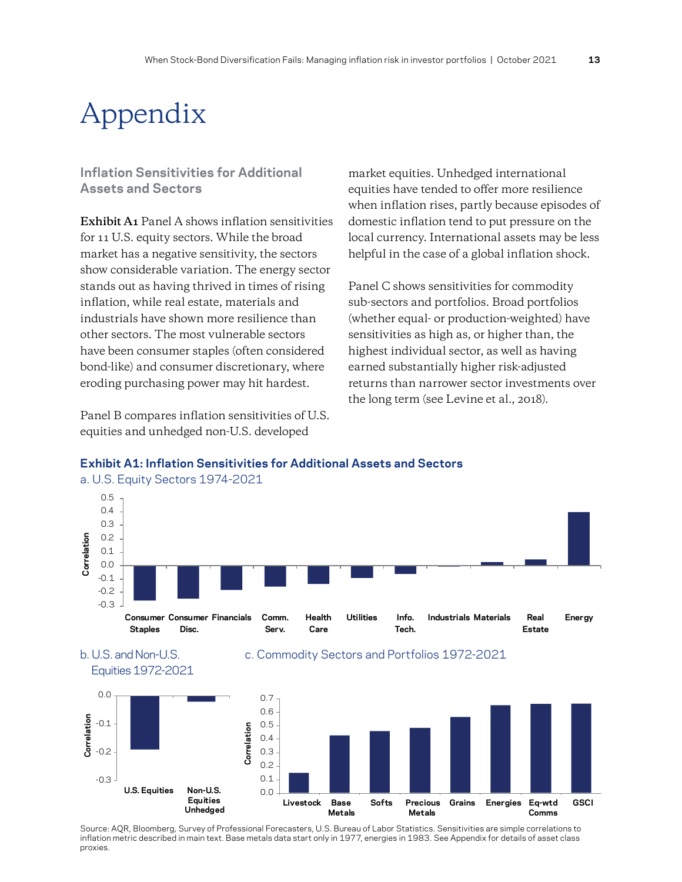# Appendix

### Inflation Sensitivities for Additional Assets and Sectors

**Exhibit A1** Panel A shows inflation sensitivities for 11 U.S. equity sectors. While the broad market has a negative sensitivity, the sectors show considerable variation. The energy sector stands out as having thrived in times of rising inflation, while real estate, materials and industrials have shown more resilience than other sectors. The most vulnerable sectors have been consumer staples (often considered bond-like) and consumer discretionary, where eroding purchasing power may hit hardest.

Panel B compares inflation sensitivities of U.S. equities and unhedged non-U.S. developed market equities. Unhedged international equities have tended to offer more resilience when inflation rises, partly because episodes of domestic inflation tend to put pressure on the local currency. International assets may be less helpful in the case of a global inflation shock.

Panel C shows sensitivities for commodity sub-sectors and portfolios. Broad portfolios (whether equal- or production-weighted) have sensitivities as high as, or higher than, the highest individual sector, as well as having earned substantially higher risk-adjusted returns than narrower sector investments over the long term (see Levine et al., 2018).

**Exhibit A1: Inflation Sensitivities for Additional Assets and Sectors**

a. U.S. Equity Sectors 1974-2021

b. U.S. and Non-U.S. Equities 1972-2021

c. Commodity Sectors and Portfolios 1972-2021

Source: AQR, Bloomberg, Survey of Professional Forecasters, U.S. Bureau of Labor Statistics. Sensitivities are simple correlations to inflation metric described in main text. Base metals data start only in 1977, energies in 1983. See Appendix for details of asset class proxies.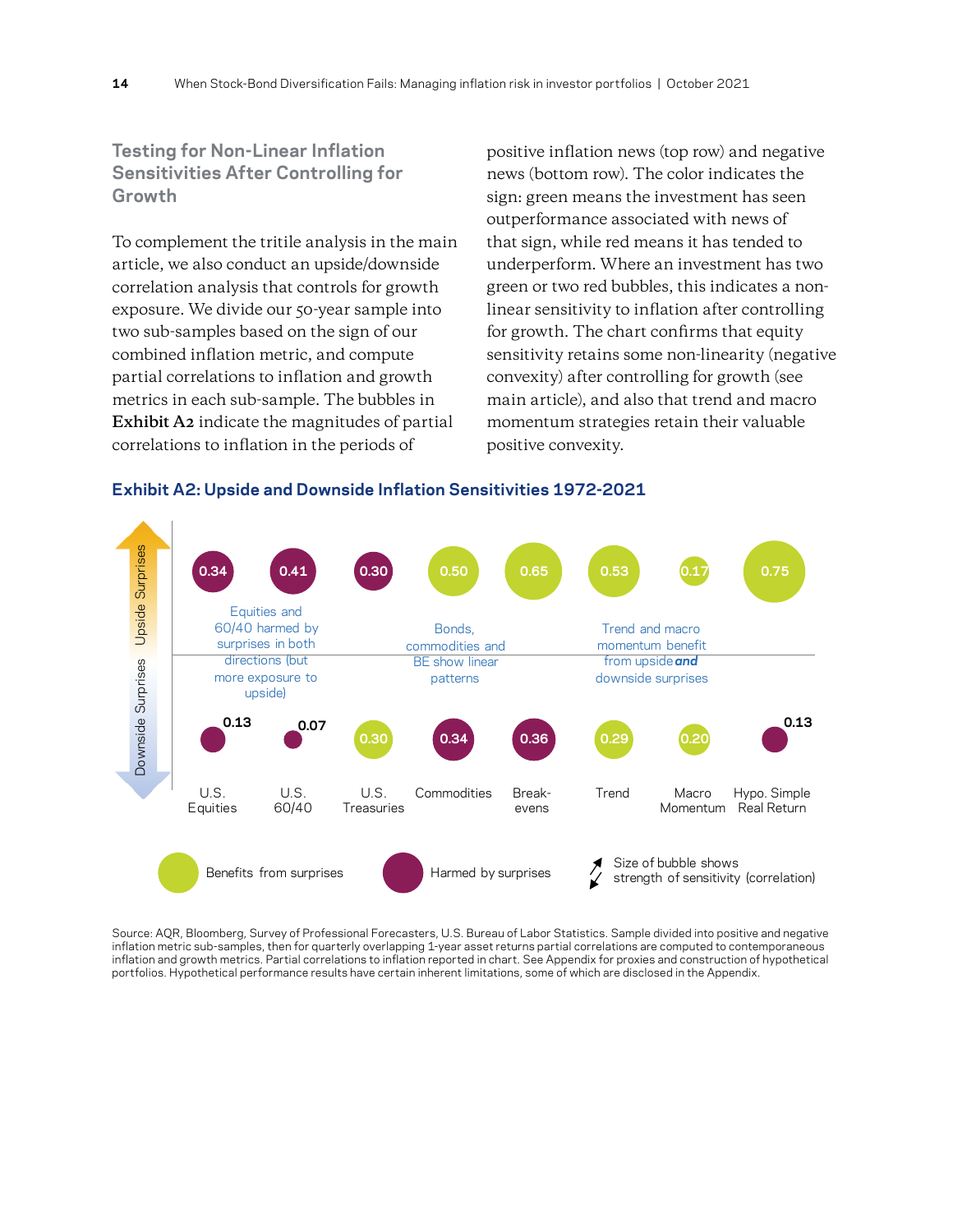### Testing for Non-Linear Inflation Sensitivities After Controlling for Growth

To complement the tritile analysis in the main article, we also conduct an upside/downside correlation analysis that controls for growth exposure. We divide our 50-year sample into two sub-samples based on the sign of our combined inflation metric, and compute partial correlations to inflation and growth metrics in each sub-sample. The bubbles in **Exhibit A2** indicate the magnitudes of partial correlations to inflation in the periods of positive inflation news (top row) and negative news (bottom row). The color indicates the sign: green means the investment has seen outperformance associated with news of that sign, while red means it has tended to underperform. Where an investment has two green or two red bubbles, this indicates a non-linear sensitivity to inflation after controlling for growth. The chart confirms that equity sensitivity retains some non-linearity (negative convexity) after controlling for growth (see main article), and also that trend and macro momentum strategies retain their valuable positive convexity.

**Exhibit A2: Upside and Downside Inflation Sensitivities 1972-2021**

| | U.S. Equities | U.S. 60/40 | U.S. Treasuries | Commodities | Break-evens | Trend | Macro Momentum | Hypo. Simple Real Return |
|---|---|---|---|---|---|---|---|---|
| Upside Surprises | 0.34 (Harmed) | 0.41 (Harmed) | 0.30 (Harmed) | 0.50 (Benefits) | 0.65 (Benefits) | 0.53 (Benefits) | 0.17 (Benefits) | 0.75 (Benefits) |
| Downside Surprises | 0.13 (Harmed) | 0.07 (Harmed) | 0.30 (Benefits) | 0.34 (Harmed) | 0.36 (Harmed) | 0.29 (Benefits) | 0.20 (Benefits) | 0.13 (Harmed) |

Equities and 60/40 harmed by surprises in both directions (but more exposure to upside)

Bonds, commodities and BE show linear patterns

Trend and macro momentum benefit from upside ***and*** downside surprises

Legend: Benefits from surprises; Harmed by surprises; Size of bubble shows strength of sensitivity (correlation)

Source: AQR, Bloomberg, Survey of Professional Forecasters, U.S. Bureau of Labor Statistics. Sample divided into positive and negative inflation metric sub-samples, then for quarterly overlapping 1-year asset returns partial correlations are computed to contemporaneous inflation and growth metrics. Partial correlations to inflation reported in chart. See Appendix for proxies and construction of hypothetical portfolios. Hypothetical performance results have certain inherent limitations, some of which are disclosed in the Appendix.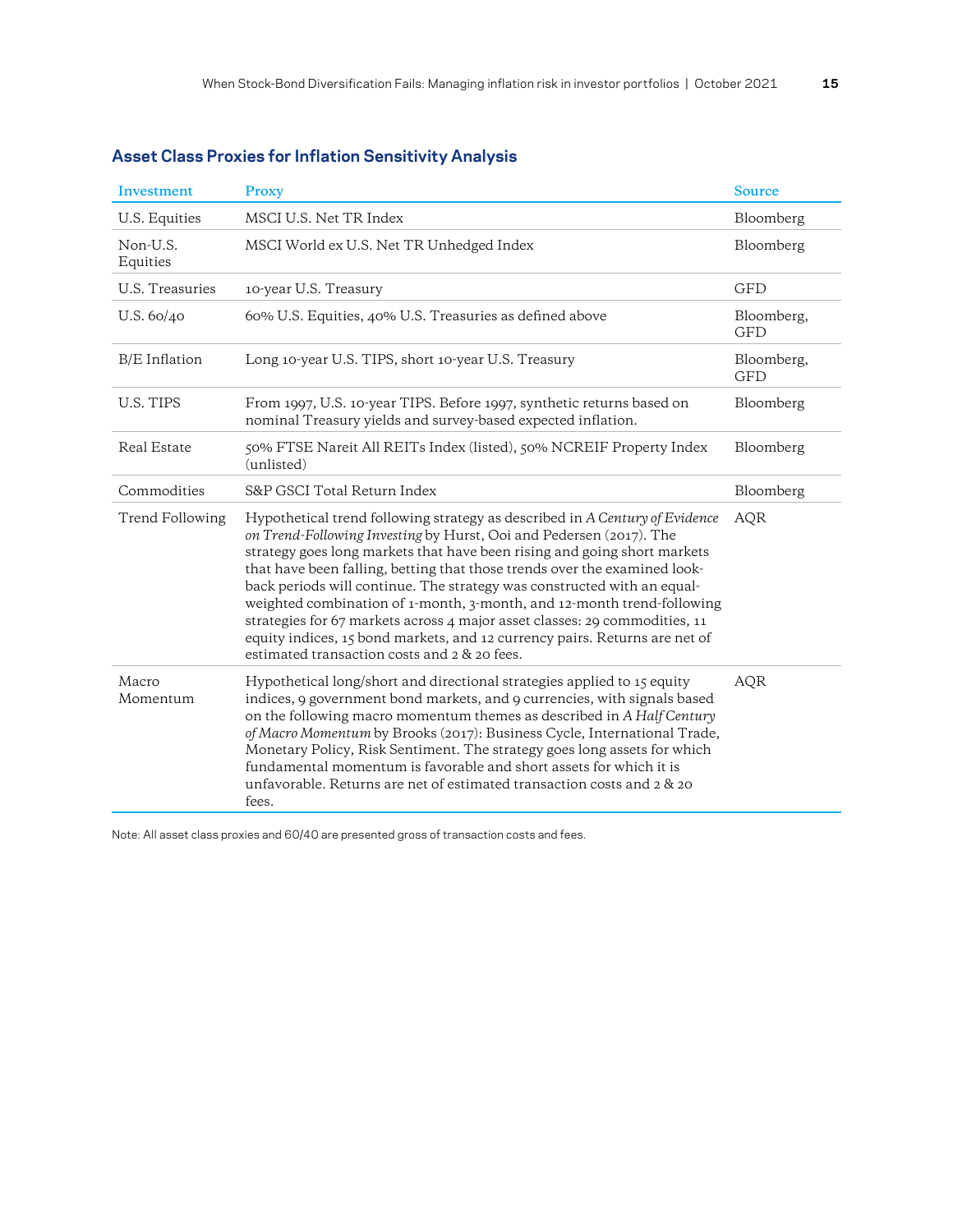## Asset Class Proxies for Inflation Sensitivity Analysis

| Investment | Proxy | Source |
|---|---|---|
| U.S. Equities | MSCI U.S. Net TR Index | Bloomberg |
| Non-U.S. Equities | MSCI World ex U.S. Net TR Unhedged Index | Bloomberg |
| U.S. Treasuries | 10-year U.S. Treasury | GFD |
| U.S. 60/40 | 60% U.S. Equities, 40% U.S. Treasuries as defined above | Bloomberg, GFD |
| B/E Inflation | Long 10-year U.S. TIPS, short 10-year U.S. Treasury | Bloomberg, GFD |
| U.S. TIPS | From 1997, U.S. 10-year TIPS. Before 1997, synthetic returns based on nominal Treasury yields and survey-based expected inflation. | Bloomberg |
| Real Estate | 50% FTSE Nareit All REITs Index (listed), 50% NCREIF Property Index (unlisted) | Bloomberg |
| Commodities | S&P GSCI Total Return Index | Bloomberg |
| Trend Following | Hypothetical trend following strategy as described in *A Century of Evidence on Trend-Following Investing* by Hurst, Ooi and Pedersen (2017). The strategy goes long markets that have been rising and going short markets that have been falling, betting that those trends over the examined look-back periods will continue. The strategy was constructed with an equal-weighted combination of 1-month, 3-month, and 12-month trend-following strategies for 67 markets across 4 major asset classes: 29 commodities, 11 equity indices, 15 bond markets, and 12 currency pairs. Returns are net of estimated transaction costs and 2 & 20 fees. | AQR |
| Macro Momentum | Hypothetical long/short and directional strategies applied to 15 equity indices, 9 government bond markets, and 9 currencies, with signals based on the following macro momentum themes as described in *A Half Century of Macro Momentum* by Brooks (2017): Business Cycle, International Trade, Monetary Policy, Risk Sentiment. The strategy goes long assets for which fundamental momentum is favorable and short assets for which it is unfavorable. Returns are net of estimated transaction costs and 2 & 20 fees. | AQR |

Note: All asset class proxies and 60/40 are presented gross of transaction costs and fees.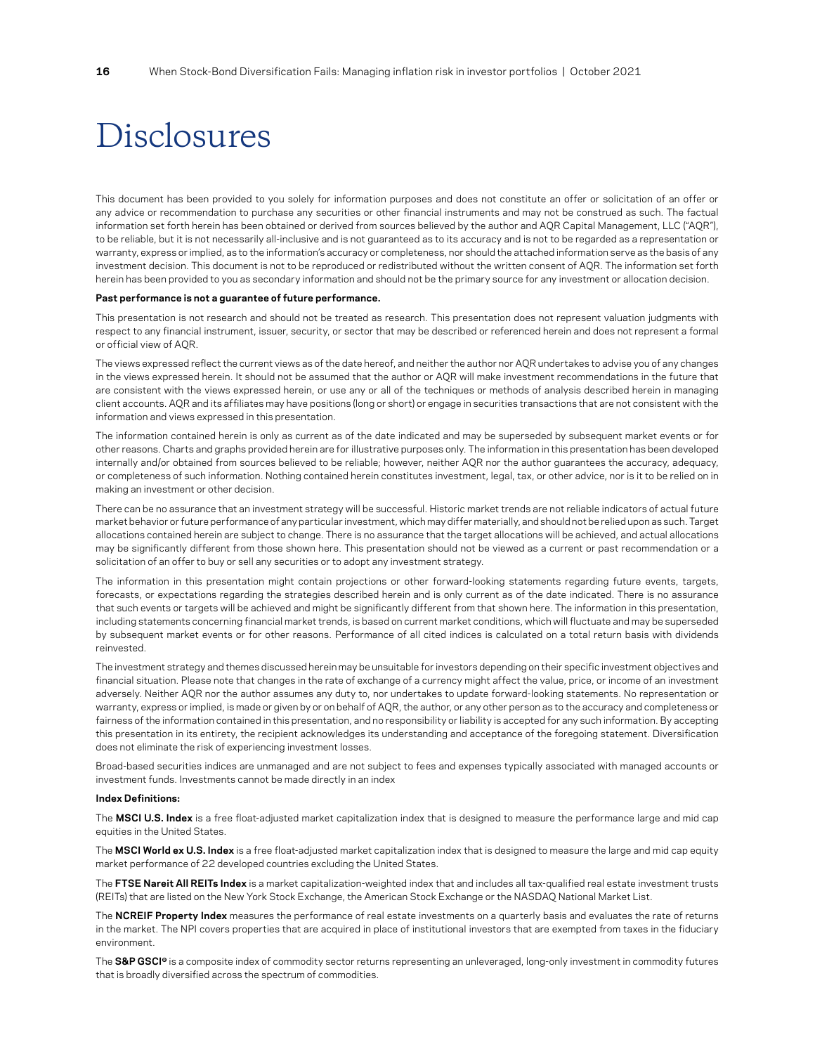# Disclosures

This document has been provided to you solely for information purposes and does not constitute an offer or solicitation of an offer or any advice or recommendation to purchase any securities or other financial instruments and may not be construed as such. The factual information set forth herein has been obtained or derived from sources believed by the author and AQR Capital Management, LLC ("AQR"), to be reliable, but it is not necessarily all-inclusive and is not guaranteed as to its accuracy and is not to be regarded as a representation or warranty, express or implied, as to the information's accuracy or completeness, nor should the attached information serve as the basis of any investment decision. This document is not to be reproduced or redistributed without the written consent of AQR. The information set forth herein has been provided to you as secondary information and should not be the primary source for any investment or allocation decision.

**Past performance is not a guarantee of future performance.**

This presentation is not research and should not be treated as research. This presentation does not represent valuation judgments with respect to any financial instrument, issuer, security, or sector that may be described or referenced herein and does not represent a formal or official view of AQR.

The views expressed reflect the current views as of the date hereof, and neither the author nor AQR undertakes to advise you of any changes in the views expressed herein. It should not be assumed that the author or AQR will make investment recommendations in the future that are consistent with the views expressed herein, or use any or all of the techniques or methods of analysis described herein in managing client accounts. AQR and its affiliates may have positions (long or short) or engage in securities transactions that are not consistent with the information and views expressed in this presentation.

The information contained herein is only as current as of the date indicated and may be superseded by subsequent market events or for other reasons. Charts and graphs provided herein are for illustrative purposes only. The information in this presentation has been developed internally and/or obtained from sources believed to be reliable; however, neither AQR nor the author guarantees the accuracy, adequacy, or completeness of such information. Nothing contained herein constitutes investment, legal, tax, or other advice, nor is it to be relied on in making an investment or other decision.

There can be no assurance that an investment strategy will be successful. Historic market trends are not reliable indicators of actual future market behavior or future performance of any particular investment, which may differ materially, and should not be relied upon as such. Target allocations contained herein are subject to change. There is no assurance that the target allocations will be achieved, and actual allocations may be significantly different from those shown here. This presentation should not be viewed as a current or past recommendation or a solicitation of an offer to buy or sell any securities or to adopt any investment strategy.

The information in this presentation might contain projections or other forward-looking statements regarding future events, targets, forecasts, or expectations regarding the strategies described herein and is only current as of the date indicated. There is no assurance that such events or targets will be achieved and might be significantly different from that shown here. The information in this presentation, including statements concerning financial market trends, is based on current market conditions, which will fluctuate and may be superseded by subsequent market events or for other reasons. Performance of all cited indices is calculated on a total return basis with dividends reinvested.

The investment strategy and themes discussed herein may be unsuitable for investors depending on their specific investment objectives and financial situation. Please note that changes in the rate of exchange of a currency might affect the value, price, or income of an investment adversely. Neither AQR nor the author assumes any duty to, nor undertakes to update forward-looking statements. No representation or warranty, express or implied, is made or given by or on behalf of AQR, the author, or any other person as to the accuracy and completeness or fairness of the information contained in this presentation, and no responsibility or liability is accepted for any such information. By accepting this presentation in its entirety, the recipient acknowledges its understanding and acceptance of the foregoing statement. Diversification does not eliminate the risk of experiencing investment losses.

Broad-based securities indices are unmanaged and are not subject to fees and expenses typically associated with managed accounts or investment funds. Investments cannot be made directly in an index

**Index Definitions:**

The **MSCI U.S. Index** is a free float-adjusted market capitalization index that is designed to measure the performance large and mid cap equities in the United States.

The **MSCI World ex U.S. Index** is a free float-adjusted market capitalization index that is designed to measure the large and mid cap equity market performance of 22 developed countries excluding the United States.

The **FTSE Nareit All REITs Index** is a market capitalization-weighted index that and includes all tax-qualified real estate investment trusts (REITs) that are listed on the New York Stock Exchange, the American Stock Exchange or the NASDAQ National Market List.

The **NCREIF Property Index** measures the performance of real estate investments on a quarterly basis and evaluates the rate of returns in the market. The NPI covers properties that are acquired in place of institutional investors that are exempted from taxes in the fiduciary environment.

The **S&P GSCI®** is a composite index of commodity sector returns representing an unleveraged, long-only investment in commodity futures that is broadly diversified across the spectrum of commodities.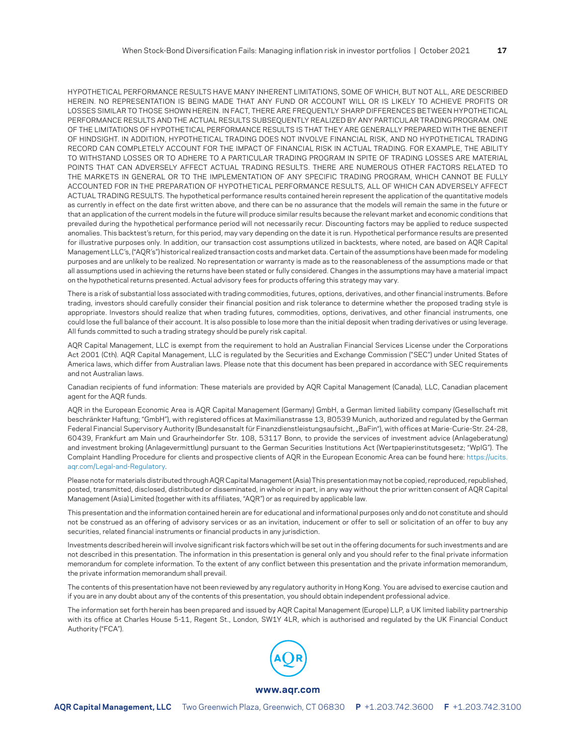HYPOTHETICAL PERFORMANCE RESULTS HAVE MANY INHERENT LIMITATIONS, SOME OF WHICH, BUT NOT ALL, ARE DESCRIBED HEREIN. NO REPRESENTATION IS BEING MADE THAT ANY FUND OR ACCOUNT WILL OR IS LIKELY TO ACHIEVE PROFITS OR LOSSES SIMILAR TO THOSE SHOWN HEREIN. IN FACT, THERE ARE FREQUENTLY SHARP DIFFERENCES BETWEEN HYPOTHETICAL PERFORMANCE RESULTS AND THE ACTUAL RESULTS SUBSEQUENTLY REALIZED BY ANY PARTICULAR TRADING PROGRAM. ONE OF THE LIMITATIONS OF HYPOTHETICAL PERFORMANCE RESULTS IS THAT THEY ARE GENERALLY PREPARED WITH THE BENEFIT OF HINDSIGHT. IN ADDITION, HYPOTHETICAL TRADING DOES NOT INVOLVE FINANCIAL RISK, AND NO HYPOTHETICAL TRADING RECORD CAN COMPLETELY ACCOUNT FOR THE IMPACT OF FINANCIAL RISK IN ACTUAL TRADING. FOR EXAMPLE, THE ABILITY TO WITHSTAND LOSSES OR TO ADHERE TO A PARTICULAR TRADING PROGRAM IN SPITE OF TRADING LOSSES ARE MATERIAL POINTS THAT CAN ADVERSELY AFFECT ACTUAL TRADING RESULTS. THERE ARE NUMEROUS OTHER FACTORS RELATED TO THE MARKETS IN GENERAL OR TO THE IMPLEMENTATION OF ANY SPECIFIC TRADING PROGRAM, WHICH CANNOT BE FULLY ACCOUNTED FOR IN THE PREPARATION OF HYPOTHETICAL PERFORMANCE RESULTS, ALL OF WHICH CAN ADVERSELY AFFECT ACTUAL TRADING RESULTS. The hypothetical performance results contained herein represent the application of the quantitative models as currently in effect on the date first written above, and there can be no assurance that the models will remain the same in the future or that an application of the current models in the future will produce similar results because the relevant market and economic conditions that prevailed during the hypothetical performance period will not necessarily recur. Discounting factors may be applied to reduce suspected anomalies. This backtest's return, for this period, may vary depending on the date it is run. Hypothetical performance results are presented for illustrative purposes only. In addition, our transaction cost assumptions utilized in backtests, where noted, are based on AQR Capital Management LLC's, ("AQR's") historical realized transaction costs and market data. Certain of the assumptions have been made for modeling purposes and are unlikely to be realized. No representation or warranty is made as to the reasonableness of the assumptions made or that all assumptions used in achieving the returns have been stated or fully considered. Changes in the assumptions may have a material impact on the hypothetical returns presented. Actual advisory fees for products offering this strategy may vary.

There is a risk of substantial loss associated with trading commodities, futures, options, derivatives, and other financial instruments. Before trading, investors should carefully consider their financial position and risk tolerance to determine whether the proposed trading style is appropriate. Investors should realize that when trading futures, commodities, options, derivatives, and other financial instruments, one could lose the full balance of their account. It is also possible to lose more than the initial deposit when trading derivatives or using leverage. All funds committed to such a trading strategy should be purely risk capital.

AQR Capital Management, LLC is exempt from the requirement to hold an Australian Financial Services License under the Corporations Act 2001 (Cth). AQR Capital Management, LLC is regulated by the Securities and Exchange Commission ("SEC") under United States of America laws, which differ from Australian laws. Please note that this document has been prepared in accordance with SEC requirements and not Australian laws.

Canadian recipients of fund information: These materials are provided by AQR Capital Management (Canada), LLC, Canadian placement agent for the AQR funds.

AQR in the European Economic Area is AQR Capital Management (Germany) GmbH, a German limited liability company (Gesellschaft mit beschränkter Haftung; "GmbH"), with registered offices at Maximilianstrasse 13, 80539 Munich, authorized and regulated by the German Federal Financial Supervisory Authority (Bundesanstalt für Finanzdienstleistungsaufsicht, „BaFin"), with offices at Marie-Curie-Str. 24-28, 60439, Frankfurt am Main und Graurheindorfer Str. 108, 53117 Bonn, to provide the services of investment advice (Anlageberatung) and investment broking (Anlagevermittlung) pursuant to the German Securities Institutions Act (Wertpapierinstitutsgesetz; "WpIG"). The Complaint Handling Procedure for clients and prospective clients of AQR in the European Economic Area can be found here: https://ucits.aqr.com/Legal-and-Regulatory.

Please note for materials distributed through AQR Capital Management (Asia) This presentation may not be copied, reproduced, republished, posted, transmitted, disclosed, distributed or disseminated, in whole or in part, in any way without the prior written consent of AQR Capital Management (Asia) Limited (together with its affiliates, "AQR") or as required by applicable law.

This presentation and the information contained herein are for educational and informational purposes only and do not constitute and should not be construed as an offering of advisory services or as an invitation, inducement or offer to sell or solicitation of an offer to buy any securities, related financial instruments or financial products in any jurisdiction.

Investments described herein will involve significant risk factors which will be set out in the offering documents for such investments and are not described in this presentation. The information in this presentation is general only and you should refer to the final private information memorandum for complete information. To the extent of any conflict between this presentation and the private information memorandum, the private information memorandum shall prevail.

The contents of this presentation have not been reviewed by any regulatory authority in Hong Kong. You are advised to exercise caution and if you are in any doubt about any of the contents of this presentation, you should obtain independent professional advice.

The information set forth herein has been prepared and issued by AQR Capital Management (Europe) LLP, a UK limited liability partnership with its office at Charles House 5-11, Regent St., London, SW1Y 4LR, which is authorised and regulated by the UK Financial Conduct Authority ("FCA").

AQR

**www.aqr.com**

**AQR Capital Management, LLC** Two Greenwich Plaza, Greenwich, CT 06830 **P** +1.203.742.3600 **F** +1.203.742.3100